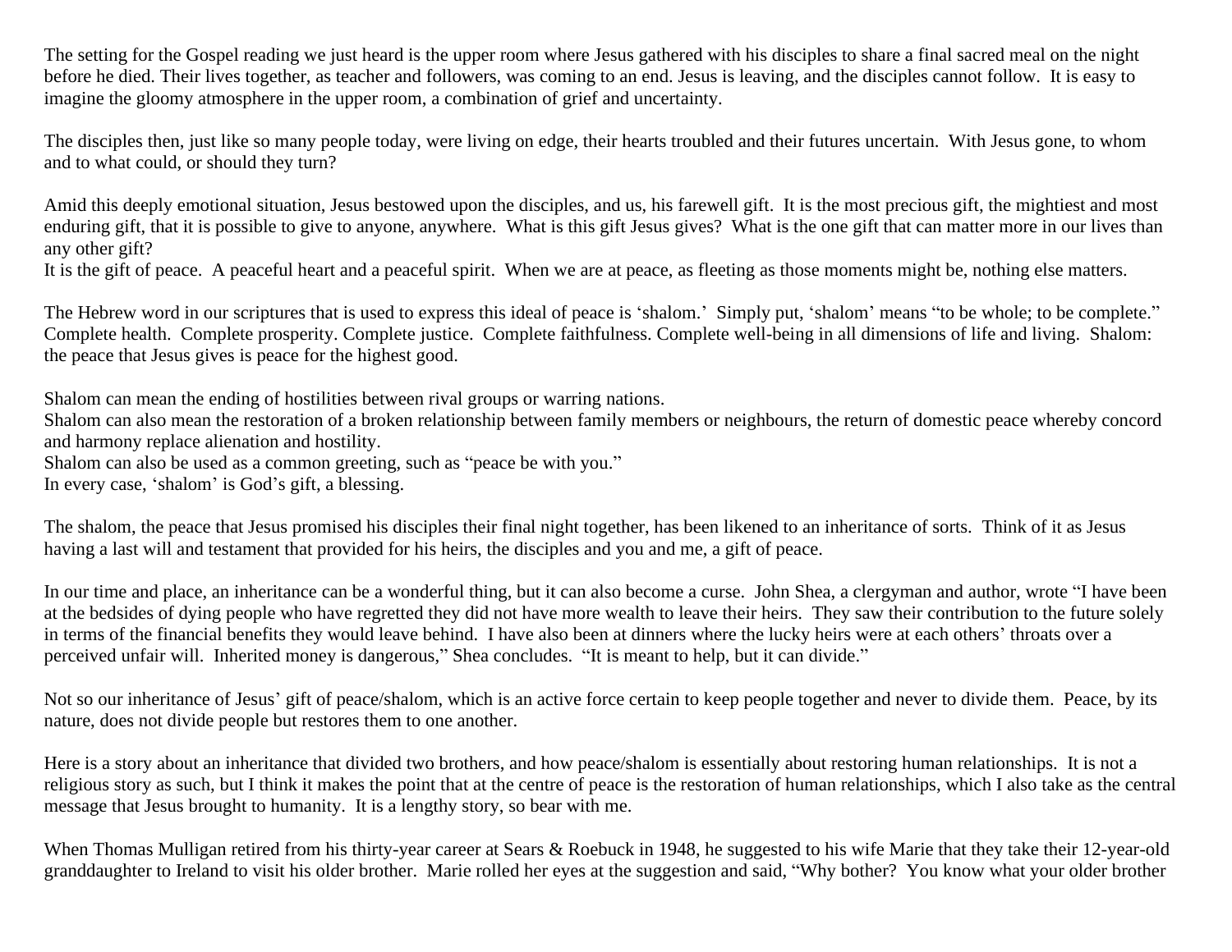The setting for the Gospel reading we just heard is the upper room where Jesus gathered with his disciples to share a final sacred meal on the night before he died. Their lives together, as teacher and followers, was coming to an end. Jesus is leaving, and the disciples cannot follow. It is easy to imagine the gloomy atmosphere in the upper room, a combination of grief and uncertainty.

The disciples then, just like so many people today, were living on edge, their hearts troubled and their futures uncertain. With Jesus gone, to whom and to what could, or should they turn?

Amid this deeply emotional situation, Jesus bestowed upon the disciples, and us, his farewell gift. It is the most precious gift, the mightiest and most enduring gift, that it is possible to give to anyone, anywhere. What is this gift Jesus gives? What is the one gift that can matter more in our lives than any other gift?
It is the gift of peace. A peaceful heart and a peaceful spirit. When we are at peace, as fleeting as those moments might be, nothing else matters.

The Hebrew word in our scriptures that is used to express this ideal of peace is 'shalom.' Simply put, 'shalom' means "to be whole; to be complete." Complete health. Complete prosperity. Complete justice. Complete faithfulness. Complete well-being in all dimensions of life and living. Shalom: the peace that Jesus gives is peace for the highest good.

Shalom can mean the ending of hostilities between rival groups or warring nations.
Shalom can also mean the restoration of a broken relationship between family members or neighbours, the return of domestic peace whereby concord and harmony replace alienation and hostility.
Shalom can also be used as a common greeting, such as "peace be with you."
In every case, 'shalom' is God's gift, a blessing.

The shalom, the peace that Jesus promised his disciples their final night together, has been likened to an inheritance of sorts. Think of it as Jesus having a last will and testament that provided for his heirs, the disciples and you and me, a gift of peace.

In our time and place, an inheritance can be a wonderful thing, but it can also become a curse. John Shea, a clergyman and author, wrote "I have been at the bedsides of dying people who have regretted they did not have more wealth to leave their heirs. They saw their contribution to the future solely in terms of the financial benefits they would leave behind. I have also been at dinners where the lucky heirs were at each others' throats over a perceived unfair will. Inherited money is dangerous," Shea concludes. "It is meant to help, but it can divide."

Not so our inheritance of Jesus' gift of peace/shalom, which is an active force certain to keep people together and never to divide them. Peace, by its nature, does not divide people but restores them to one another.

Here is a story about an inheritance that divided two brothers, and how peace/shalom is essentially about restoring human relationships. It is not a religious story as such, but I think it makes the point that at the centre of peace is the restoration of human relationships, which I also take as the central message that Jesus brought to humanity. It is a lengthy story, so bear with me.

When Thomas Mulligan retired from his thirty-year career at Sears & Roebuck in 1948, he suggested to his wife Marie that they take their 12-year-old granddaughter to Ireland to visit his older brother. Marie rolled her eyes at the suggestion and said, "Why bother? You know what your older brother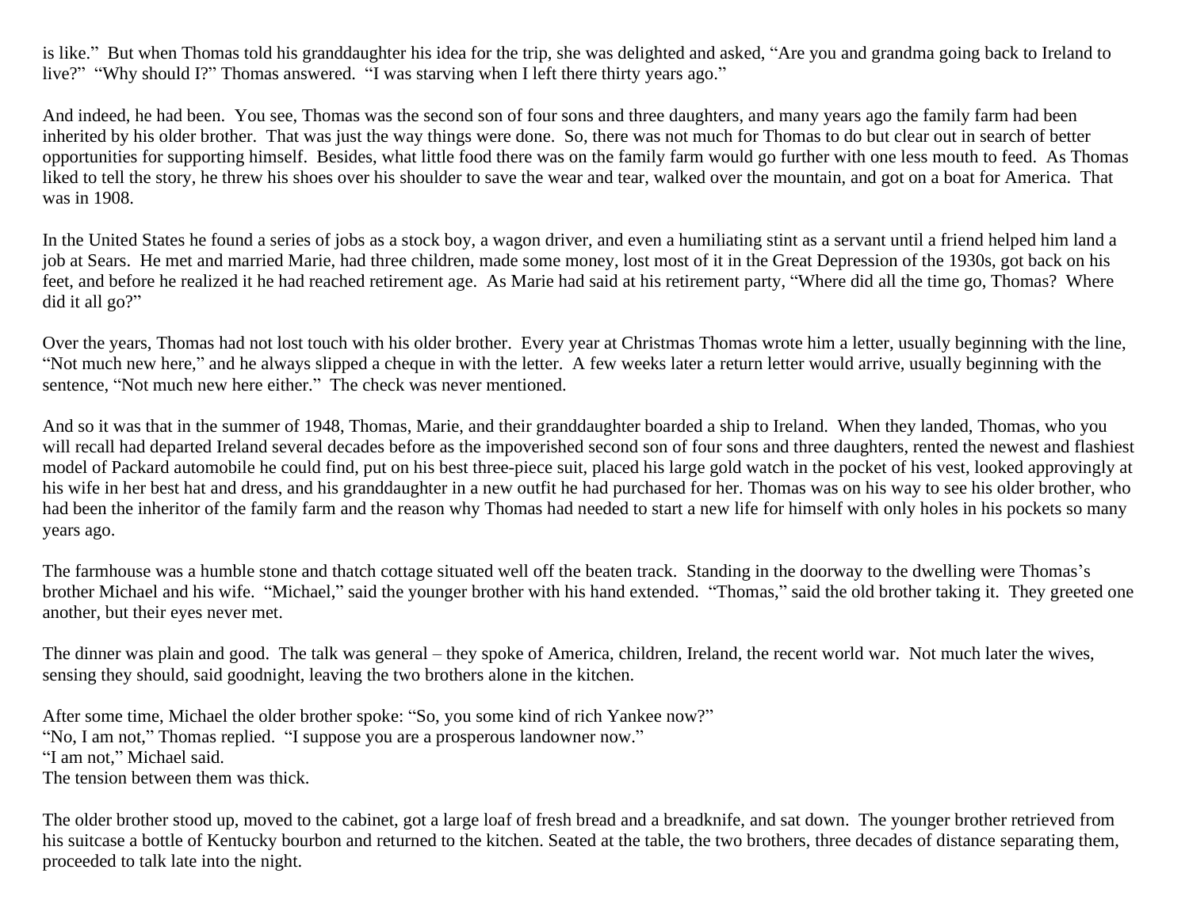is like." But when Thomas told his granddaughter his idea for the trip, she was delighted and asked, "Are you and grandma going back to Ireland to live?" "Why should I?" Thomas answered. "I was starving when I left there thirty years ago."

And indeed, he had been. You see, Thomas was the second son of four sons and three daughters, and many years ago the family farm had been inherited by his older brother. That was just the way things were done. So, there was not much for Thomas to do but clear out in search of better opportunities for supporting himself. Besides, what little food there was on the family farm would go further with one less mouth to feed. As Thomas liked to tell the story, he threw his shoes over his shoulder to save the wear and tear, walked over the mountain, and got on a boat for America. That was in 1908.

In the United States he found a series of jobs as a stock boy, a wagon driver, and even a humiliating stint as a servant until a friend helped him land a job at Sears. He met and married Marie, had three children, made some money, lost most of it in the Great Depression of the 1930s, got back on his feet, and before he realized it he had reached retirement age. As Marie had said at his retirement party, "Where did all the time go, Thomas? Where did it all go?"

Over the years, Thomas had not lost touch with his older brother. Every year at Christmas Thomas wrote him a letter, usually beginning with the line, "Not much new here," and he always slipped a cheque in with the letter. A few weeks later a return letter would arrive, usually beginning with the sentence, "Not much new here either." The check was never mentioned.

And so it was that in the summer of 1948, Thomas, Marie, and their granddaughter boarded a ship to Ireland. When they landed, Thomas, who you will recall had departed Ireland several decades before as the impoverished second son of four sons and three daughters, rented the newest and flashiest model of Packard automobile he could find, put on his best three-piece suit, placed his large gold watch in the pocket of his vest, looked approvingly at his wife in her best hat and dress, and his granddaughter in a new outfit he had purchased for her. Thomas was on his way to see his older brother, who had been the inheritor of the family farm and the reason why Thomas had needed to start a new life for himself with only holes in his pockets so many years ago.

The farmhouse was a humble stone and thatch cottage situated well off the beaten track. Standing in the doorway to the dwelling were Thomas's brother Michael and his wife. "Michael," said the younger brother with his hand extended. "Thomas," said the old brother taking it. They greeted one another, but their eyes never met.

The dinner was plain and good. The talk was general – they spoke of America, children, Ireland, the recent world war. Not much later the wives, sensing they should, said goodnight, leaving the two brothers alone in the kitchen.

After some time, Michael the older brother spoke: "So, you some kind of rich Yankee now?"
"No, I am not," Thomas replied. "I suppose you are a prosperous landowner now."
"I am not," Michael said.
The tension between them was thick.

The older brother stood up, moved to the cabinet, got a large loaf of fresh bread and a breadknife, and sat down. The younger brother retrieved from his suitcase a bottle of Kentucky bourbon and returned to the kitchen. Seated at the table, the two brothers, three decades of distance separating them, proceeded to talk late into the night.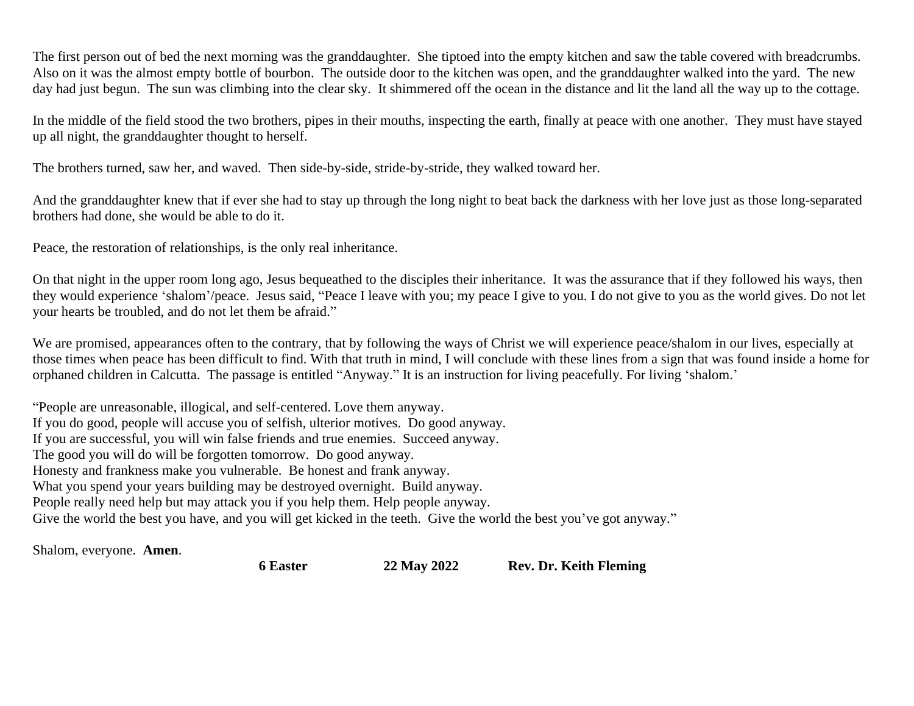The first person out of bed the next morning was the granddaughter. She tiptoed into the empty kitchen and saw the table covered with breadcrumbs. Also on it was the almost empty bottle of bourbon. The outside door to the kitchen was open, and the granddaughter walked into the yard. The new day had just begun. The sun was climbing into the clear sky. It shimmered off the ocean in the distance and lit the land all the way up to the cottage.

In the middle of the field stood the two brothers, pipes in their mouths, inspecting the earth, finally at peace with one another. They must have stayed up all night, the granddaughter thought to herself.

The brothers turned, saw her, and waved. Then side-by-side, stride-by-stride, they walked toward her.

And the granddaughter knew that if ever she had to stay up through the long night to beat back the darkness with her love just as those long-separated brothers had done, she would be able to do it.

Peace, the restoration of relationships, is the only real inheritance.

On that night in the upper room long ago, Jesus bequeathed to the disciples their inheritance. It was the assurance that if they followed his ways, then they would experience 'shalom'/peace. Jesus said, "Peace I leave with you; my peace I give to you. I do not give to you as the world gives. Do not let your hearts be troubled, and do not let them be afraid."

We are promised, appearances often to the contrary, that by following the ways of Christ we will experience peace/shalom in our lives, especially at those times when peace has been difficult to find. With that truth in mind, I will conclude with these lines from a sign that was found inside a home for orphaned children in Calcutta. The passage is entitled "Anyway." It is an instruction for living peacefully. For living 'shalom.'

"People are unreasonable, illogical, and self-centered. Love them anyway.
If you do good, people will accuse you of selfish, ulterior motives. Do good anyway.
If you are successful, you will win false friends and true enemies. Succeed anyway.
The good you will do will be forgotten tomorrow. Do good anyway.
Honesty and frankness make you vulnerable. Be honest and frank anyway.
What you spend your years building may be destroyed overnight. Build anyway.
People really need help but may attack you if you help them. Help people anyway.
Give the world the best you have, and you will get kicked in the teeth. Give the world the best you've got anyway."

Shalom, everyone. **Amen**.

**6 Easter 22 May 2022 Rev. Dr. Keith Fleming**